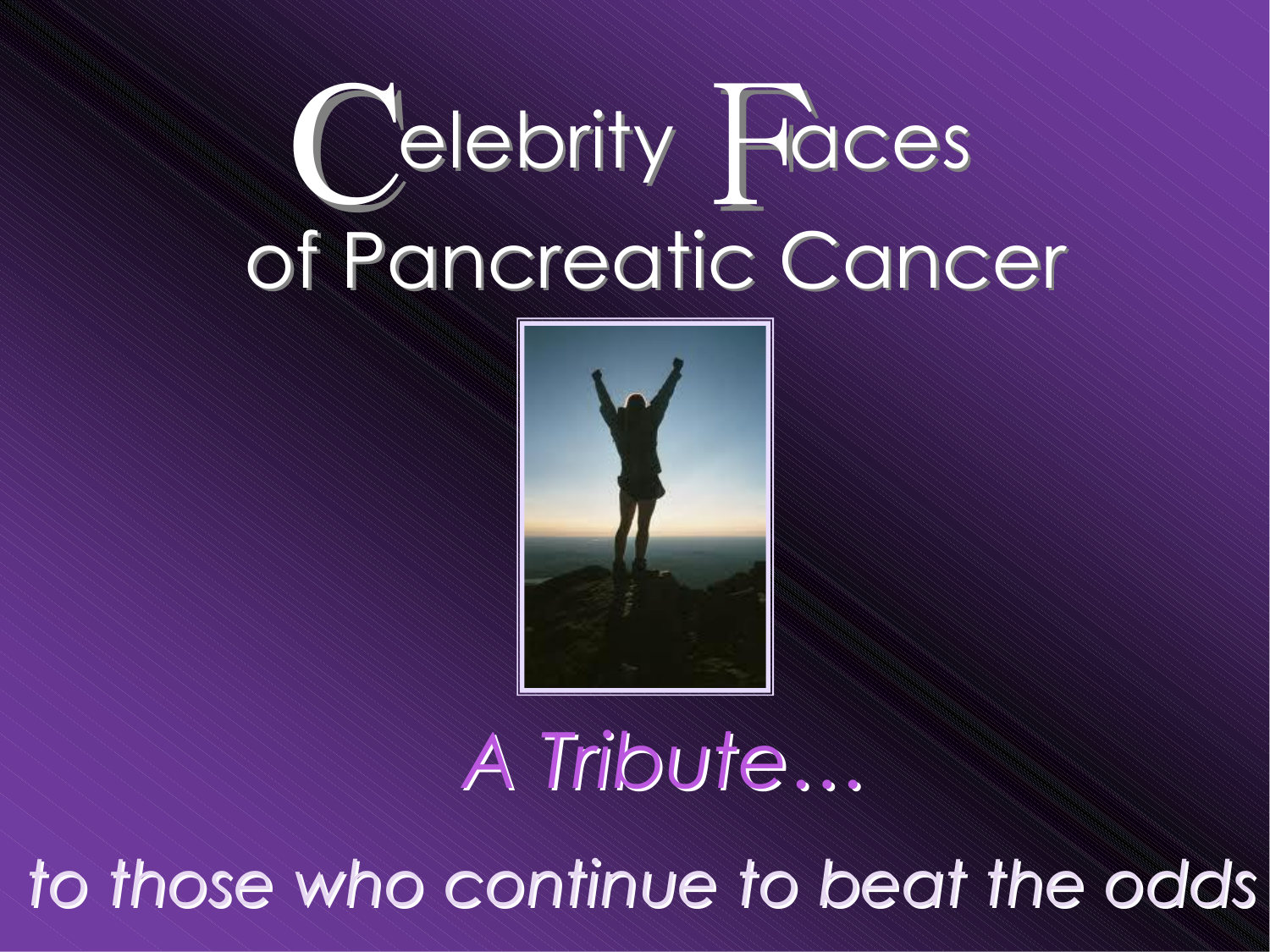# Celebrity Faces of Pancreatic Cancer

*A Tribute…*

*to those who continue to beat the odds*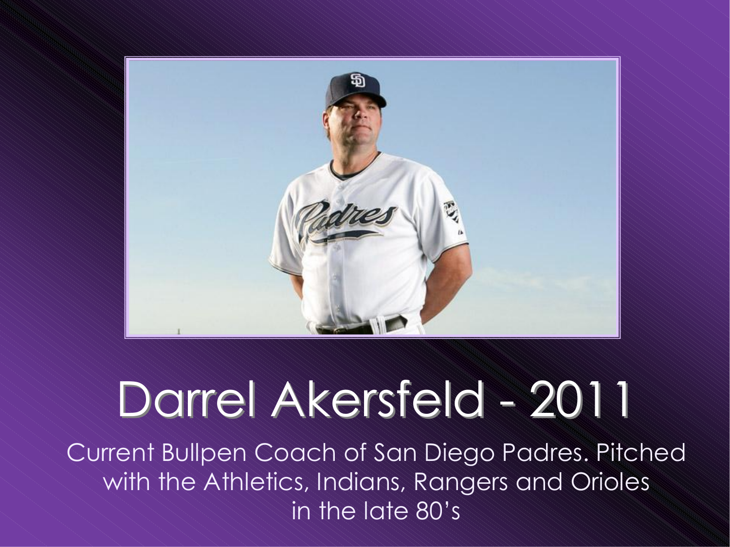# Darrel Akersfeld - 2011

Current Bullpen Coach of San Diego Padres. Pitched with the Athletics, Indians, Rangers and Orioles in the late 80's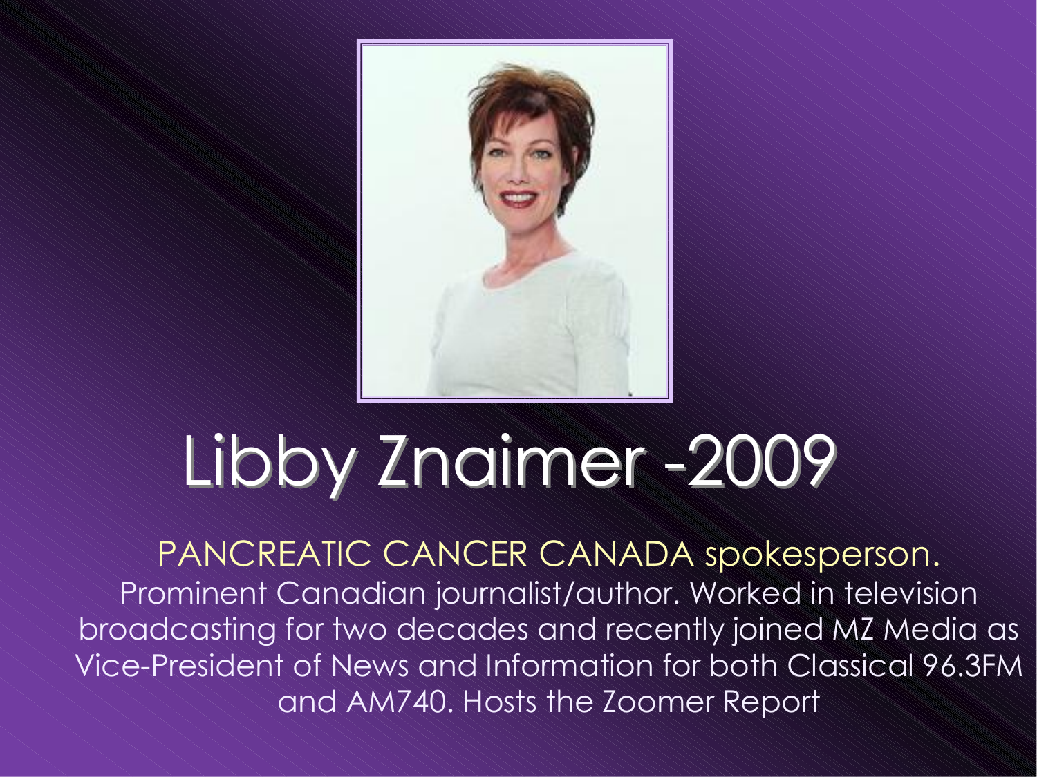# Libby Znaimer -2009

PANCREATIC CANCER CANADA spokesperson.

Prominent Canadian journalist/author. Worked in television broadcasting for two decades and recently joined MZ Media as Vice-President of News and Information for both Classical 96.3FM and AM740. Hosts the Zoomer Report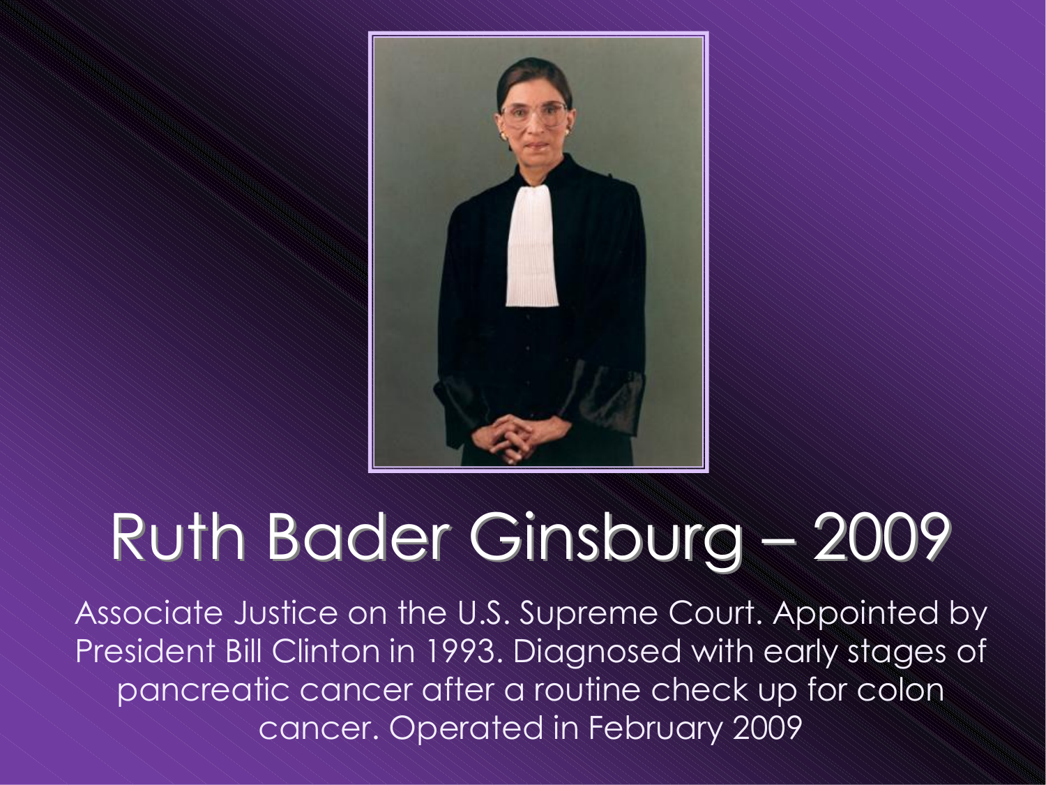# Ruth Bader Ginsburg – 2009

Associate Justice on the U.S. Supreme Court. Appointed by President Bill Clinton in 1993. Diagnosed with early stages of pancreatic cancer after a routine check up for colon cancer. Operated in February 2009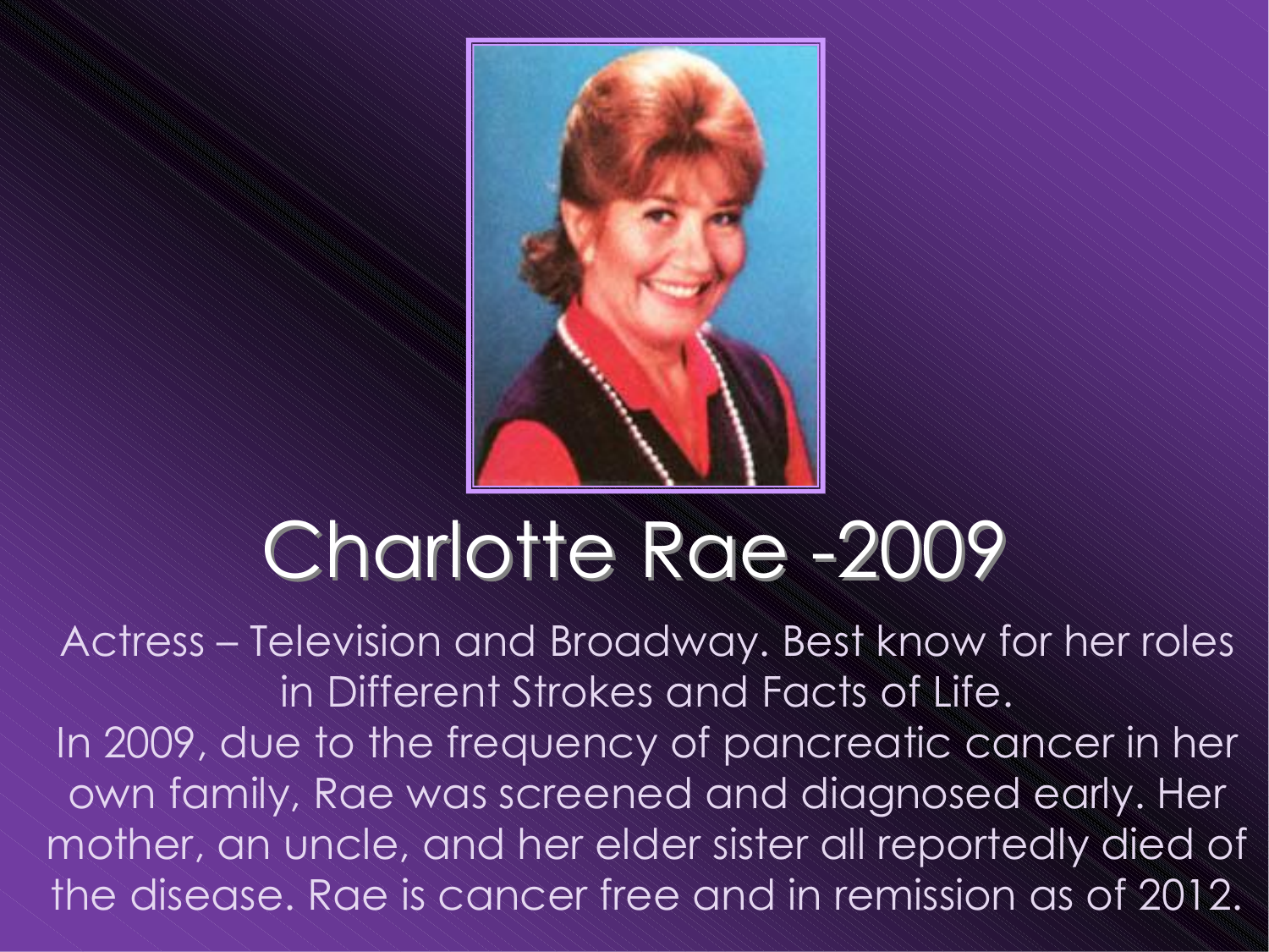# Charlotte Rae -2009

Actress – Television and Broadway. Best know for her roles in Different Strokes and Facts of Life.

In 2009, due to the frequency of pancreatic cancer in her own family, Rae was screened and diagnosed early. Her mother, an uncle, and her elder sister all reportedly died of the disease. Rae is cancer free and in remission as of 2012.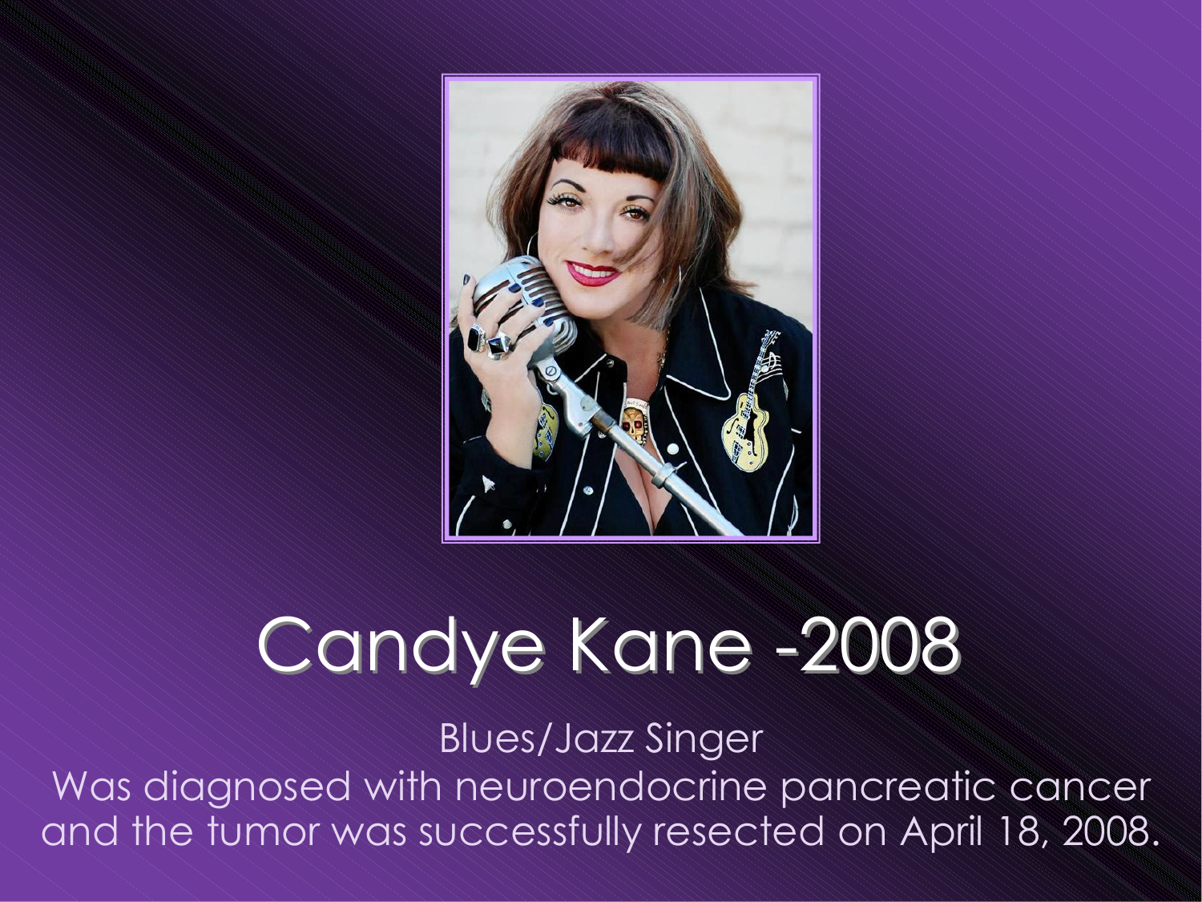# Candye Kane -2008

Blues/Jazz Singer

Was diagnosed with neuroendocrine pancreatic cancer and the tumor was successfully resected on April 18, 2008.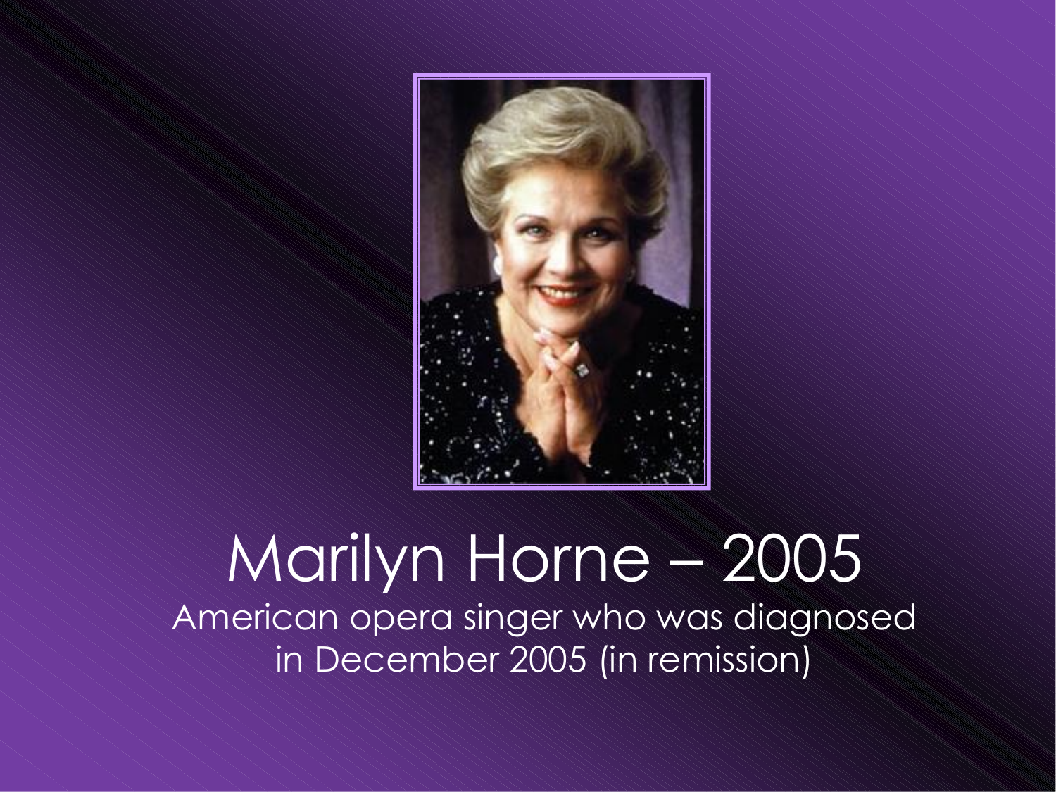# Marilyn Horne – 2005

American opera singer who was diagnosed in December 2005 (in remission)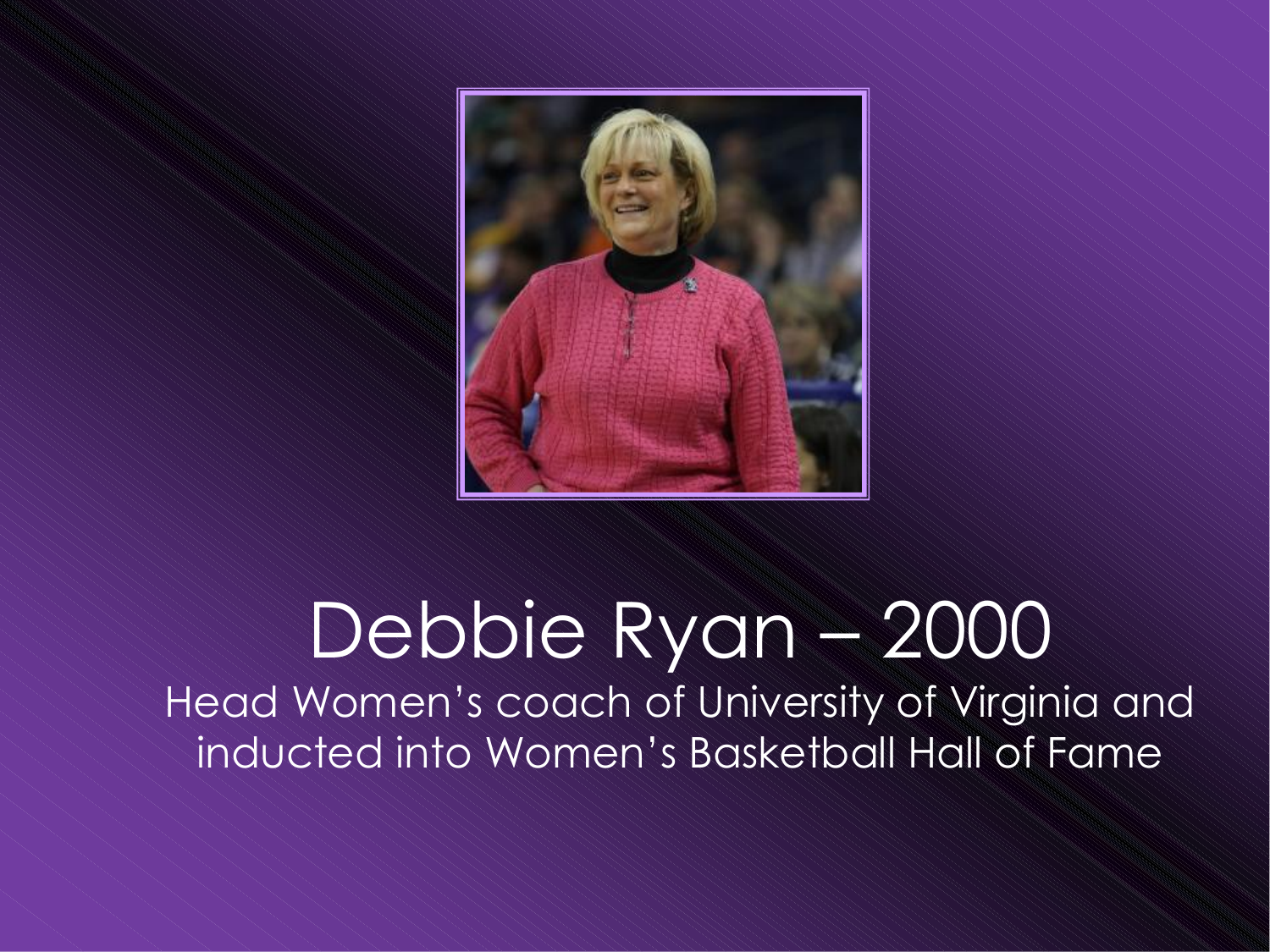# Debbie Ryan – 2000

Head Women's coach of University of Virginia and inducted into Women's Basketball Hall of Fame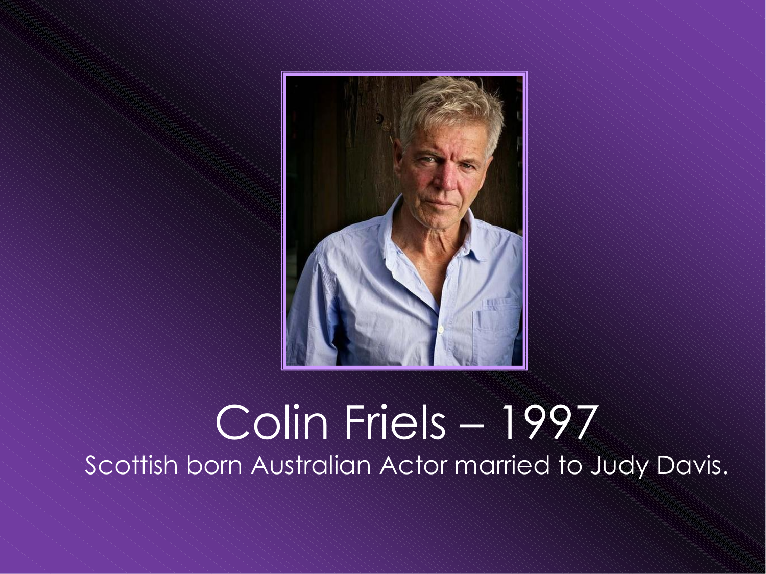# Colin Friels – 1997

Scottish born Australian Actor married to Judy Davis.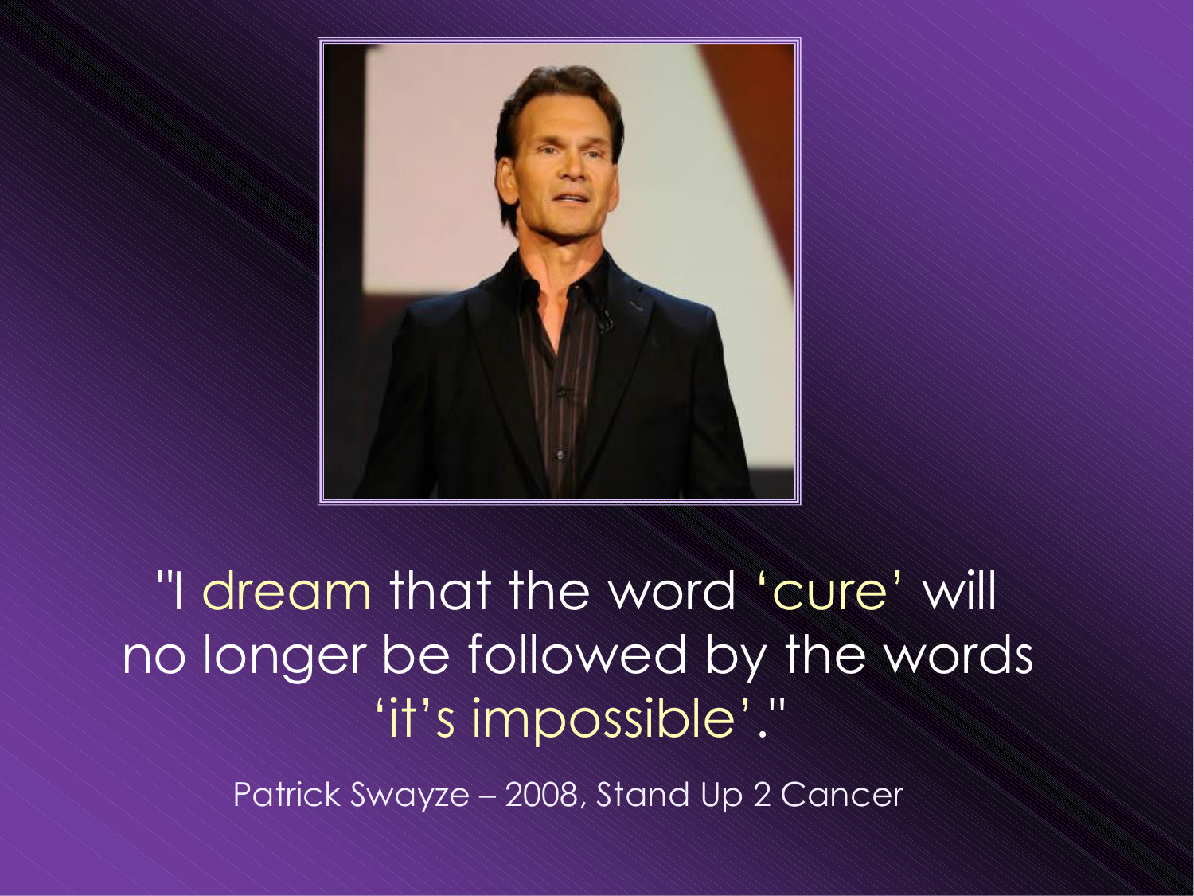"I dream that the word 'cure' will no longer be followed by the words 'it's impossible'."

Patrick Swayze – 2008, Stand Up 2 Cancer